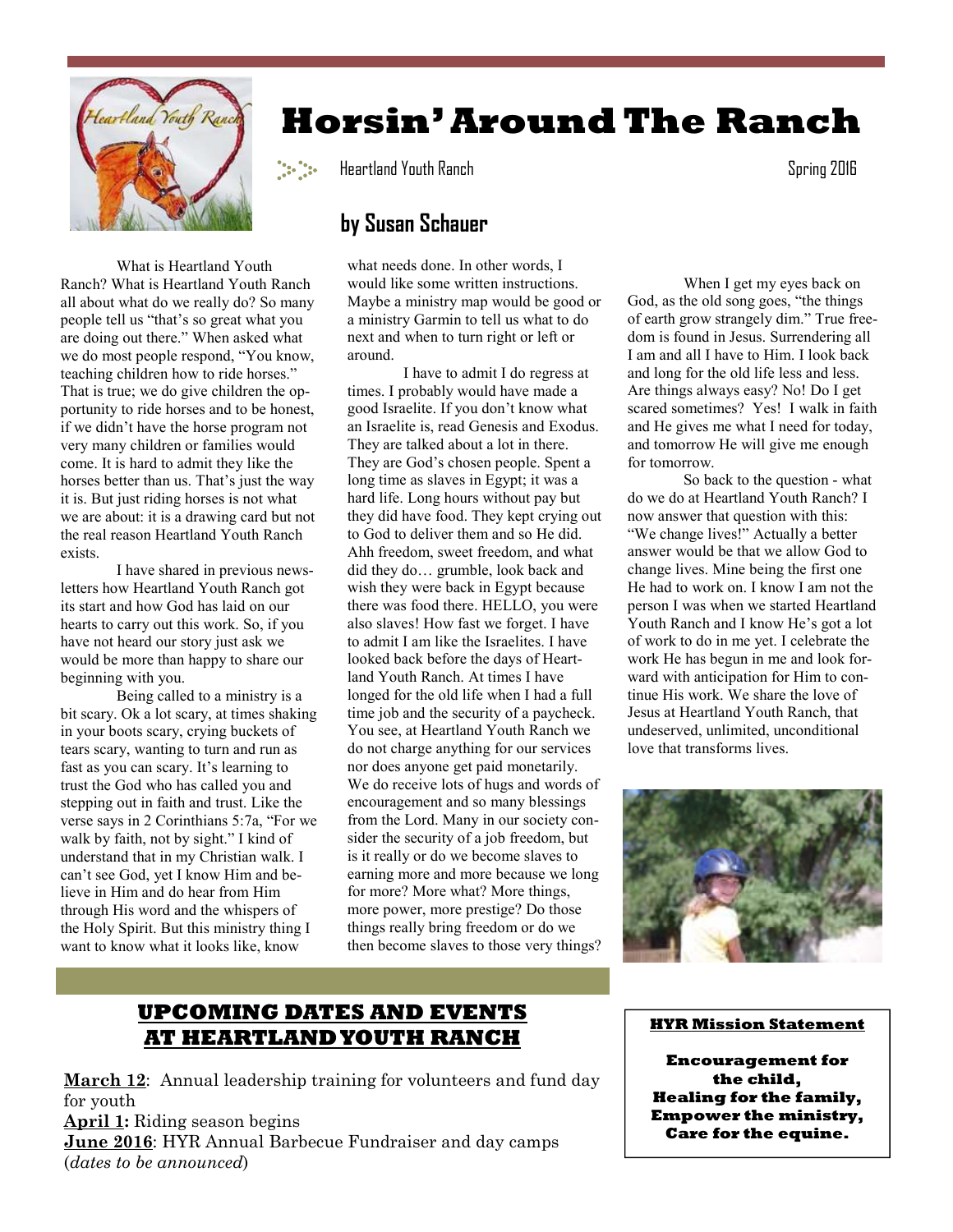# Horsin' Around The Ranch

Heartland Youth Ranch    Spring 2016

## by Susan Schauer

What is Heartland Youth Ranch? What is Heartland Youth Ranch all about what do we really do? So many people tell us "that's so great what you are doing out there." When asked what we do most people respond, "You know, teaching children how to ride horses." That is true; we do give children the opportunity to ride horses and to be honest, if we didn't have the horse program not very many children or families would come. It is hard to admit they like the horses better than us. That's just the way it is. But just riding horses is not what we are about: it is a drawing card but not the real reason Heartland Youth Ranch exists.

I have shared in previous newsletters how Heartland Youth Ranch got its start and how God has laid on our hearts to carry out this work. So, if you have not heard our story just ask we would be more than happy to share our beginning with you.

Being called to a ministry is a bit scary. Ok a lot scary, at times shaking in your boots scary, crying buckets of tears scary, wanting to turn and run as fast as you can scary. It's learning to trust the God who has called you and stepping out in faith and trust. Like the verse says in 2 Corinthians 5:7a, "For we walk by faith, not by sight." I kind of understand that in my Christian walk. I can't see God, yet I know Him and believe in Him and do hear from Him through His word and the whispers of the Holy Spirit. But this ministry thing I want to know what it looks like, know what needs done. In other words, I would like some written instructions. Maybe a ministry map would be good or a ministry Garmin to tell us what to do next and when to turn right or left or around.

I have to admit I do regress at times. I probably would have made a good Israelite. If you don't know what an Israelite is, read Genesis and Exodus. They are talked about a lot in there. They are God's chosen people. Spent a long time as slaves in Egypt; it was a hard life. Long hours without pay but they did have food. They kept crying out to God to deliver them and so He did. Ahh freedom, sweet freedom, and what did they do… grumble, look back and wish they were back in Egypt because there was food there. HELLO, you were also slaves! How fast we forget. I have to admit I am like the Israelites. I have looked back before the days of Heartland Youth Ranch. At times I have longed for the old life when I had a full time job and the security of a paycheck. You see, at Heartland Youth Ranch we do not charge anything for our services nor does anyone get paid monetarily. We do receive lots of hugs and words of encouragement and so many blessings from the Lord. Many in our society consider the security of a job freedom, but is it really or do we become slaves to earning more and more because we long for more? More what? More things, more power, more prestige? Do those things really bring freedom or do we then become slaves to those very things?

When I get my eyes back on God, as the old song goes, "the things of earth grow strangely dim." True freedom is found in Jesus. Surrendering all I am and all I have to Him. I look back and long for the old life less and less. Are things always easy? No! Do I get scared sometimes? Yes! I walk in faith and He gives me what I need for today, and tomorrow He will give me enough for tomorrow.

So back to the question - what do we do at Heartland Youth Ranch? I now answer that question with this: "We change lives!" Actually a better answer would be that we allow God to change lives. Mine being the first one He had to work on. I know I am not the person I was when we started Heartland Youth Ranch and I know He's got a lot of work to do in me yet. I celebrate the work He has begun in me and look forward with anticipation for Him to continue His work. We share the love of Jesus at Heartland Youth Ranch, that undeserved, unlimited, unconditional love that transforms lives.

## UPCOMING DATES AND EVENTS AT HEARTLAND YOUTH RANCH

**March 12**: Annual leadership training for volunteers and fund day for youth
**April 1:** Riding season begins
**June 2016**: HYR Annual Barbecue Fundraiser and day camps (*dates to be announced*)

**HYR Mission Statement**

**Encouragement for the child,**
**Healing for the family,**
**Empower the ministry,**
**Care for the equine.**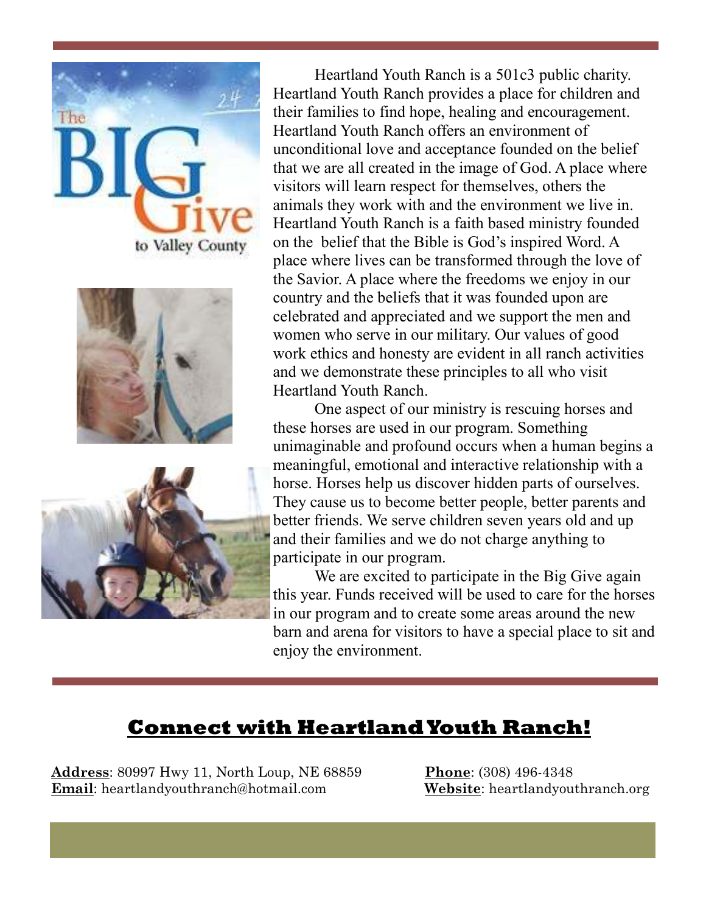Heartland Youth Ranch is a 501c3 public charity. Heartland Youth Ranch provides a place for children and their families to find hope, healing and encouragement. Heartland Youth Ranch offers an environment of unconditional love and acceptance founded on the belief that we are all created in the image of God. A place where visitors will learn respect for themselves, others the animals they work with and the environment we live in. Heartland Youth Ranch is a faith based ministry founded on the belief that the Bible is God's inspired Word. A place where lives can be transformed through the love of the Savior. A place where the freedoms we enjoy in our country and the beliefs that it was founded upon are celebrated and appreciated and we support the men and women who serve in our military. Our values of good work ethics and honesty are evident in all ranch activities and we demonstrate these principles to all who visit Heartland Youth Ranch.

One aspect of our ministry is rescuing horses and these horses are used in our program. Something unimaginable and profound occurs when a human begins a meaningful, emotional and interactive relationship with a horse. Horses help us discover hidden parts of ourselves. They cause us to become better people, better parents and better friends. We serve children seven years old and up and their families and we do not charge anything to participate in our program.

We are excited to participate in the Big Give again this year. Funds received will be used to care for the horses in our program and to create some areas around the new barn and arena for visitors to have a special place to sit and enjoy the environment.

## Connect with Heartland Youth Ranch!

**Address**: 80997 Hwy 11, North Loup, NE 68859
**Email**: heartlandyouthranch@hotmail.com
**Phone**: (308) 496-4348
**Website**: heartlandyouthranch.org